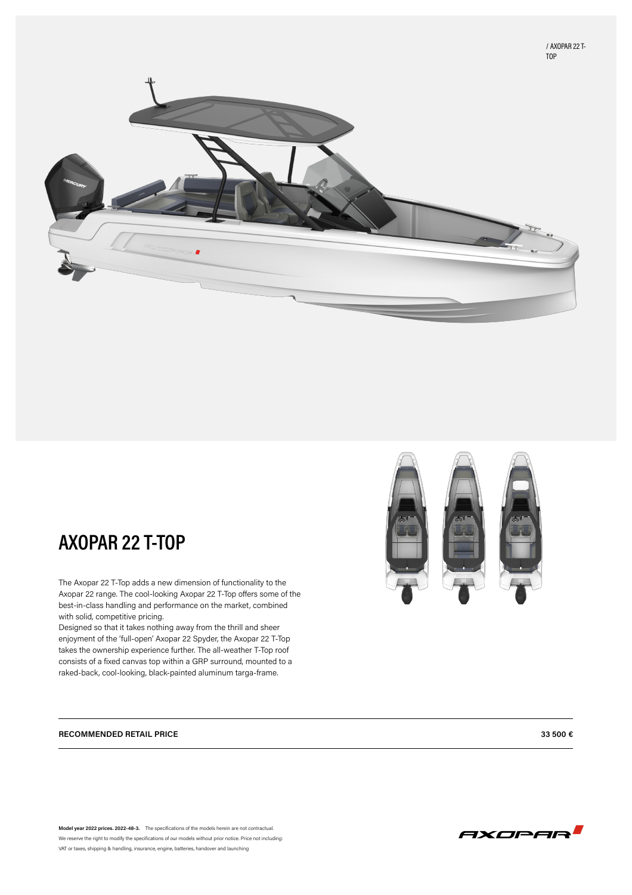/ AXOPAR 22 T-TOP

# AXOPAR 22 T-TOP

The Axopar 22 T-Top adds a new dimension of functionality to the Axopar 22 range. The cool-looking Axopar 22 T-Top offers some of the best-in-class handling and performance on the market, combined with solid, competitive pricing.
Designed so that it takes nothing away from the thrill and sheer enjoyment of the 'full-open' Axopar 22 Spyder, the Axopar 22 T-Top takes the ownership experience further. The all-weather T-Top roof consists of a fixed canvas top within a GRP surround, mounted to a raked-back, cool-looking, black-painted aluminum targa-frame.

| **RECOMMENDED RETAIL PRICE** | **33 500 €** |
| --- | --- |

**Model year 2022 prices. 2022-48-3.** The specifications of the models herein are not contractual.
We reserve the right to modify the specifications of our models without prior notice. Price not including:
VAT or taxes, shipping & handling, insurance, engine, batteries, handover and launching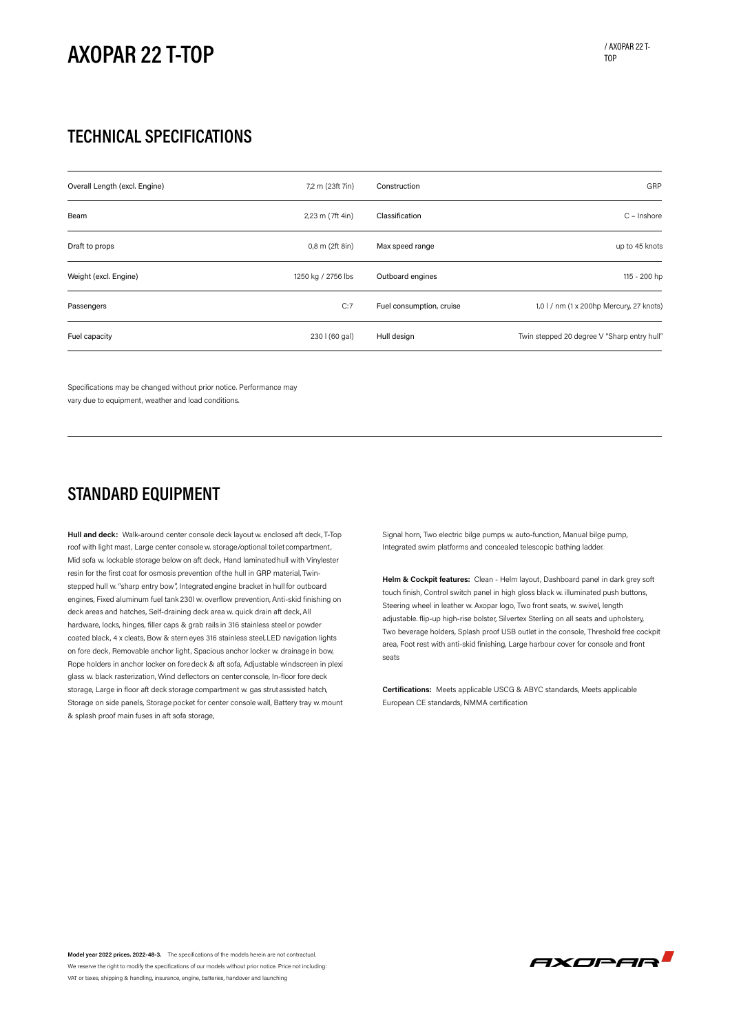# AXOPAR 22 T-TOP

## TECHNICAL SPECIFICATIONS

| | | | |
|---|---|---|---|
| Overall Length (excl. Engine) | 7,2 m (23ft 7in) | Construction | GRP |
| Beam | 2,23 m (7ft 4in) | Classification | C – Inshore |
| Draft to props | 0,8 m (2ft 8in) | Max speed range | up to 45 knots |
| Weight (excl. Engine) | 1250 kg / 2756 lbs | Outboard engines | 115 - 200 hp |
| Passengers | C:7 | Fuel consumption, cruise | 1,0 l / nm (1 x 200hp Mercury, 27 knots) |
| Fuel capacity | 230 l (60 gal) | Hull design | Twin stepped 20 degree V "Sharp entry hull" |

Specifications may be changed without prior notice. Performance may vary due to equipment, weather and load conditions.

## STANDARD EQUIPMENT

**Hull and deck:** Walk-around center console deck layout w. enclosed aft deck, T-Top roof with light mast, Large center console w. storage/optional toilet compartment, Mid sofa w. lockable storage below on aft deck, Hand laminated hull with Vinylester resin for the first coat for osmosis prevention of the hull in GRP material, Twin-stepped hull w. "sharp entry bow", Integrated engine bracket in hull for outboard engines, Fixed aluminum fuel tank 230l w. overflow prevention, Anti-skid finishing on deck areas and hatches, Self-draining deck area w. quick drain aft deck, All hardware, locks, hinges, filler caps & grab rails in 316 stainless steel or powder coated black, 4 x cleats, Bow & stern eyes 316 stainless steel, LED navigation lights on fore deck, Removable anchor light, Spacious anchor locker w. drainage in bow, Rope holders in anchor locker on fore deck & aft sofa, Adjustable windscreen in plexi glass w. black rasterization, Wind deflectors on center console, In-floor fore deck storage, Large in floor aft deck storage compartment w. gas strut assisted hatch, Storage on side panels, Storage pocket for center console wall, Battery tray w. mount & splash proof main fuses in aft sofa storage, Signal horn, Two electric bilge pumps w. auto-function, Manual bilge pump, Integrated swim platforms and concealed telescopic bathing ladder.

**Helm & Cockpit features:** Clean - Helm layout, Dashboard panel in dark grey soft touch finish, Control switch panel in high gloss black w. illuminated push buttons, Steering wheel in leather w. Axopar logo, Two front seats, w. swivel, length adjustable. flip-up high-rise bolster, Silvertex Sterling on all seats and upholstery, Two beverage holders, Splash proof USB outlet in the console, Threshold free cockpit area, Foot rest with anti-skid finishing, Large harbour cover for console and front seats

**Certifications:** Meets applicable USCG & ABYC standards, Meets applicable European CE standards, NMMA certification

**Model year 2022 prices. 2022-48-3.** The specifications of the models herein are not contractual. We reserve the right to modify the specifications of our models without prior notice. Price not including: VAT or taxes, shipping & handling, insurance, engine, batteries, handover and launching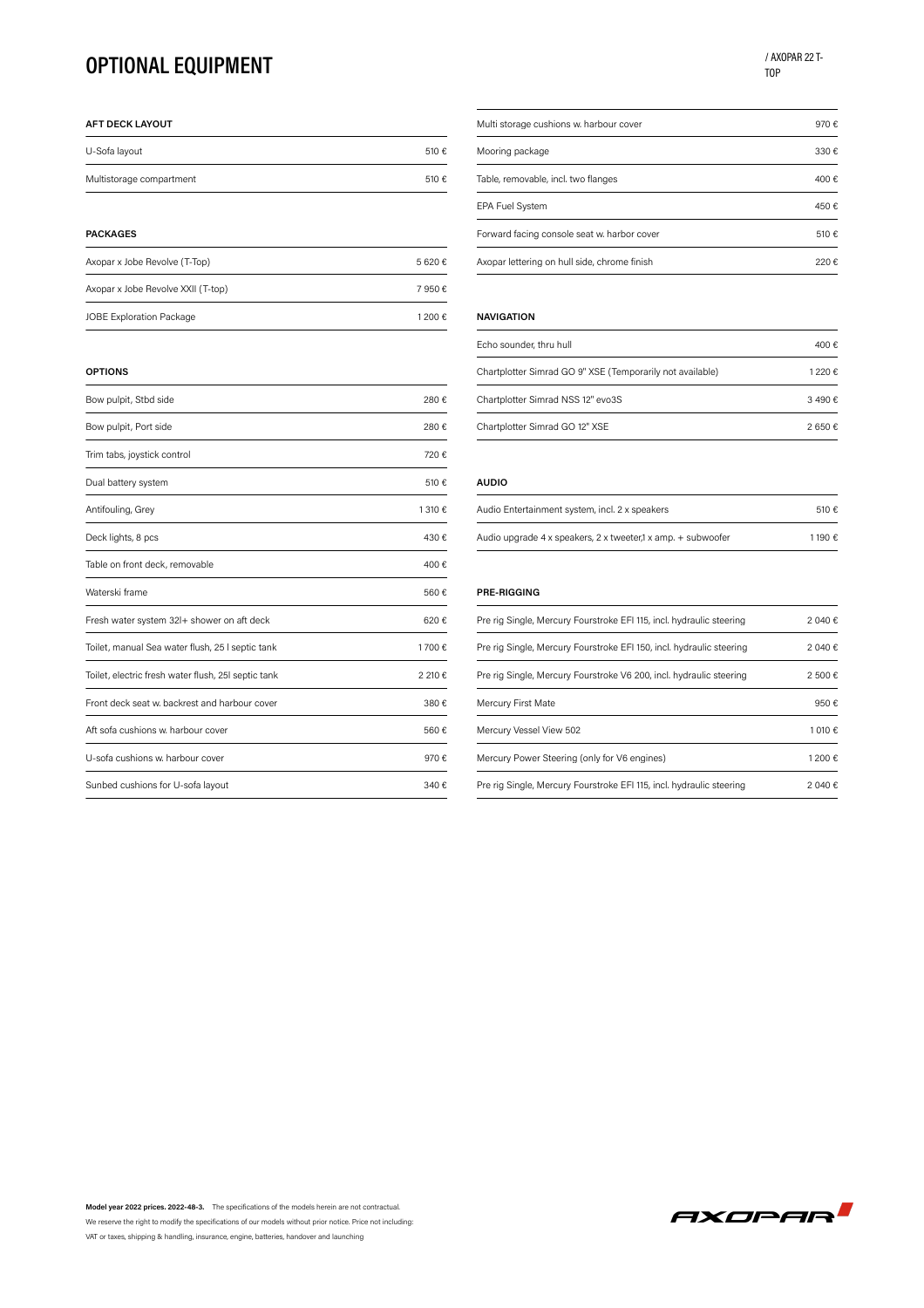# OPTIONAL EQUIPMENT

/ AXOPAR 22 T-TOP

### AFT DECK LAYOUT

| | |
|---|---|
| U-Sofa layout | 510 € |
| Multistorage compartment | 510 € |

### PACKAGES

| | |
|---|---|
| Axopar x Jobe Revolve (T-Top) | 5 620 € |
| Axopar x Jobe Revolve XXII (T-top) | 7 950 € |
| JOBE Exploration Package | 1 200 € |

### OPTIONS

| | |
|---|---|
| Bow pulpit, Stbd side | 280 € |
| Bow pulpit, Port side | 280 € |
| Trim tabs, joystick control | 720 € |
| Dual battery system | 510 € |
| Antifouling, Grey | 1 310 € |
| Deck lights, 8 pcs | 430 € |
| Table on front deck, removable | 400 € |
| Waterski frame | 560 € |
| Fresh water system 32l+ shower on aft deck | 620 € |
| Toilet, manual Sea water flush, 25 l septic tank | 1 700 € |
| Toilet, electric fresh water flush, 25l septic tank | 2 210 € |
| Front deck seat w. backrest and harbour cover | 380 € |
| Aft sofa cushions w. harbour cover | 560 € |
| U-sofa cushions w. harbour cover | 970 € |
| Sunbed cushions for U-sofa layout | 340 € |
| Multi storage cushions w. harbour cover | 970 € |
| Mooring package | 330 € |
| Table, removable, incl. two flanges | 400 € |
| EPA Fuel System | 450 € |
| Forward facing console seat w. harbor cover | 510 € |
| Axopar lettering on hull side, chrome finish | 220 € |

### NAVIGATION

| | |
|---|---|
| Echo sounder, thru hull | 400 € |
| Chartplotter Simrad GO 9" XSE (Temporarily not available) | 1 220 € |
| Chartplotter Simrad NSS 12" evo3S | 3 490 € |
| Chartplotter Simrad GO 12" XSE | 2 650 € |

### AUDIO

| | |
|---|---|
| Audio Entertainment system, incl. 2 x speakers | 510 € |
| Audio upgrade 4 x speakers, 2 x tweeter,1 x amp. + subwoofer | 1 190 € |

### PRE-RIGGING

| | |
|---|---|
| Pre rig Single, Mercury Fourstroke EFI 115, incl. hydraulic steering | 2 040 € |
| Pre rig Single, Mercury Fourstroke EFI 150, incl. hydraulic steering | 2 040 € |
| Pre rig Single, Mercury Fourstroke V6 200, incl. hydraulic steering | 2 500 € |
| Mercury First Mate | 950 € |
| Mercury Vessel View 502 | 1 010 € |
| Mercury Power Steering (only for V6 engines) | 1 200 € |
| Pre rig Single, Mercury Fourstroke EFI 115, incl. hydraulic steering | 2 040 € |

**Model year 2022 prices. 2022-48-3.** The specifications of the models herein are not contractual. We reserve the right to modify the specifications of our models without prior notice. Price not including: VAT or taxes, shipping & handling, insurance, engine, batteries, handover and launching